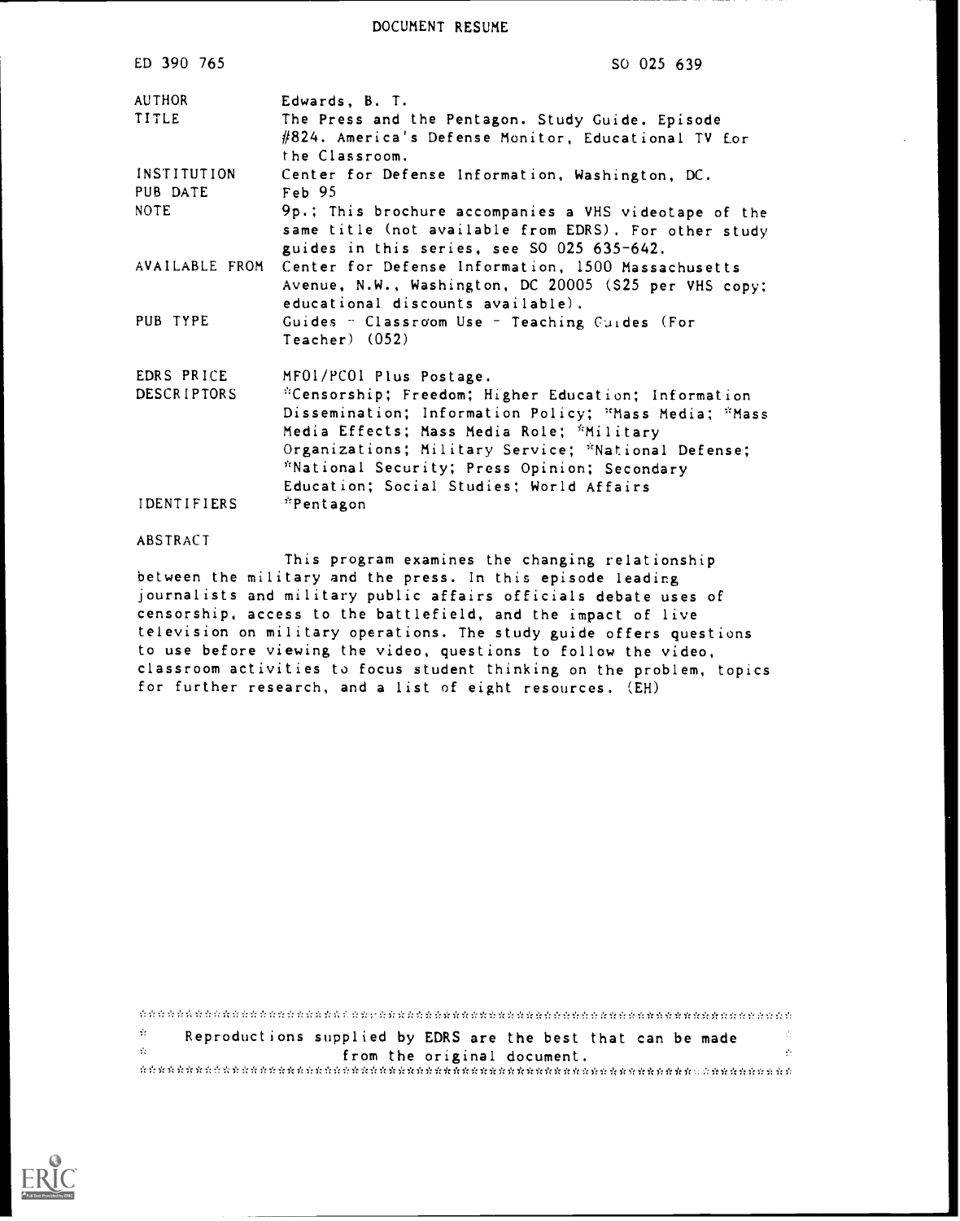DOCUMENT RESUME

| | |
|---|---|
| ED 390 765 | SO 025 639 |
| AUTHOR | Edwards, B. T. |
| TITLE | The Press and the Pentagon. Study Guide. Episode #824. America's Defense Monitor, Educational TV for the Classroom. |
| INSTITUTION | Center for Defense Information, Washington, DC. |
| PUB DATE | Feb 95 |
| NOTE | 9p.; This brochure accompanies a VHS videotape of the same title (not available from EDRS). For other study guides in this series, see SO 025 635-642. |
| AVAILABLE FROM | Center for Defense Information, 1500 Massachusetts Avenue, N.W., Washington, DC 20005 ($25 per VHS copy; educational discounts available). |
| PUB TYPE | Guides - Classroom Use - Teaching Guides (For Teacher) (052) |
| EDRS PRICE | MF01/PC01 Plus Postage. |
| DESCRIPTORS | *Censorship; Freedom; Higher Education; Information Dissemination; Information Policy; *Mass Media; *Mass Media Effects; Mass Media Role; *Military Organizations; Military Service; *National Defense; *National Security; Press Opinion; Secondary Education; Social Studies; World Affairs |
| IDENTIFIERS | *Pentagon |

ABSTRACT

This program examines the changing relationship between the military and the press. In this episode leading journalists and military public affairs officials debate uses of censorship, access to the battlefield, and the impact of live television on military operations. The study guide offers questions to use before viewing the video, questions to follow the video, classroom activities to focus student thinking on the problem, topics for further research, and a list of eight resources. (EH)

***********************************************************************
* Reproductions supplied by EDRS are the best that can be made *
* from the original document. *
***********************************************************************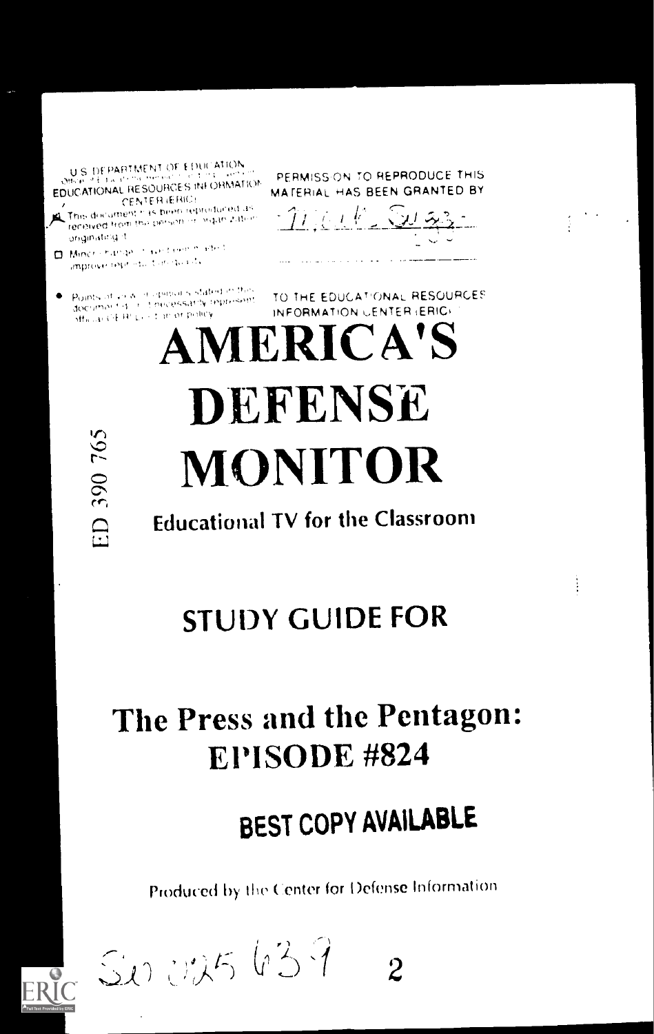U.S. DEPARTMENT OF EDUCATION
EDUCATIONAL RESOURCES INFORMATION CENTER (ERIC)

- This document has been reproduced as received from the person or organization originating it.
- Minor changes have been made to improve reproduction quality.
- Points of view or opinions stated in this document do not necessarily represent official OERI position or policy.

PERMISSION TO REPRODUCE THIS MATERIAL HAS BEEN GRANTED BY

TO THE EDUCATIONAL RESOURCES INFORMATION CENTER (ERIC)

ED 390 765

# AMERICA'S DEFENSE MONITOR

## Educational TV for the Classroom

## STUDY GUIDE FOR

# The Press and the Pentagon: EPISODE #824

## BEST COPY AVAILABLE

Produced by the Center for Defense Information

SO 025 639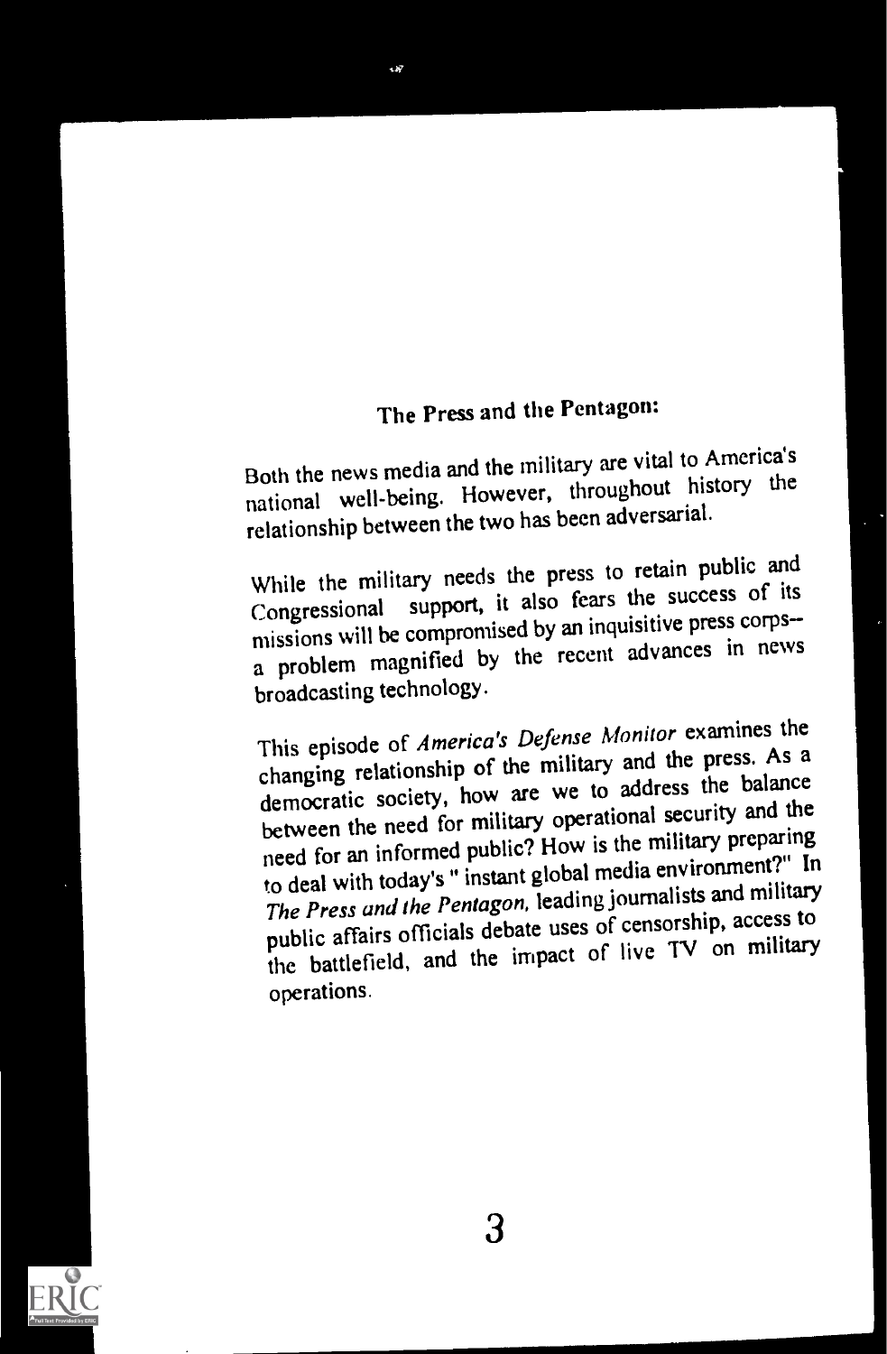## The Press and the Pentagon:

Both the news media and the military are vital to America's national well-being. However, throughout history the relationship between the two has been adversarial.

While the military needs the press to retain public and Congressional support, it also fears the success of its missions will be compromised by an inquisitive press corps--a problem magnified by the recent advances in news broadcasting technology.

This episode of *America's Defense Monitor* examines the changing relationship of the military and the press. As a democratic society, how are we to address the balance between the need for military operational security and the need for an informed public? How is the military preparing to deal with today's " instant global media environment?" In *The Press and the Pentagon*, leading journalists and military public affairs officials debate uses of censorship, access to the battlefield, and the impact of live TV on military operations.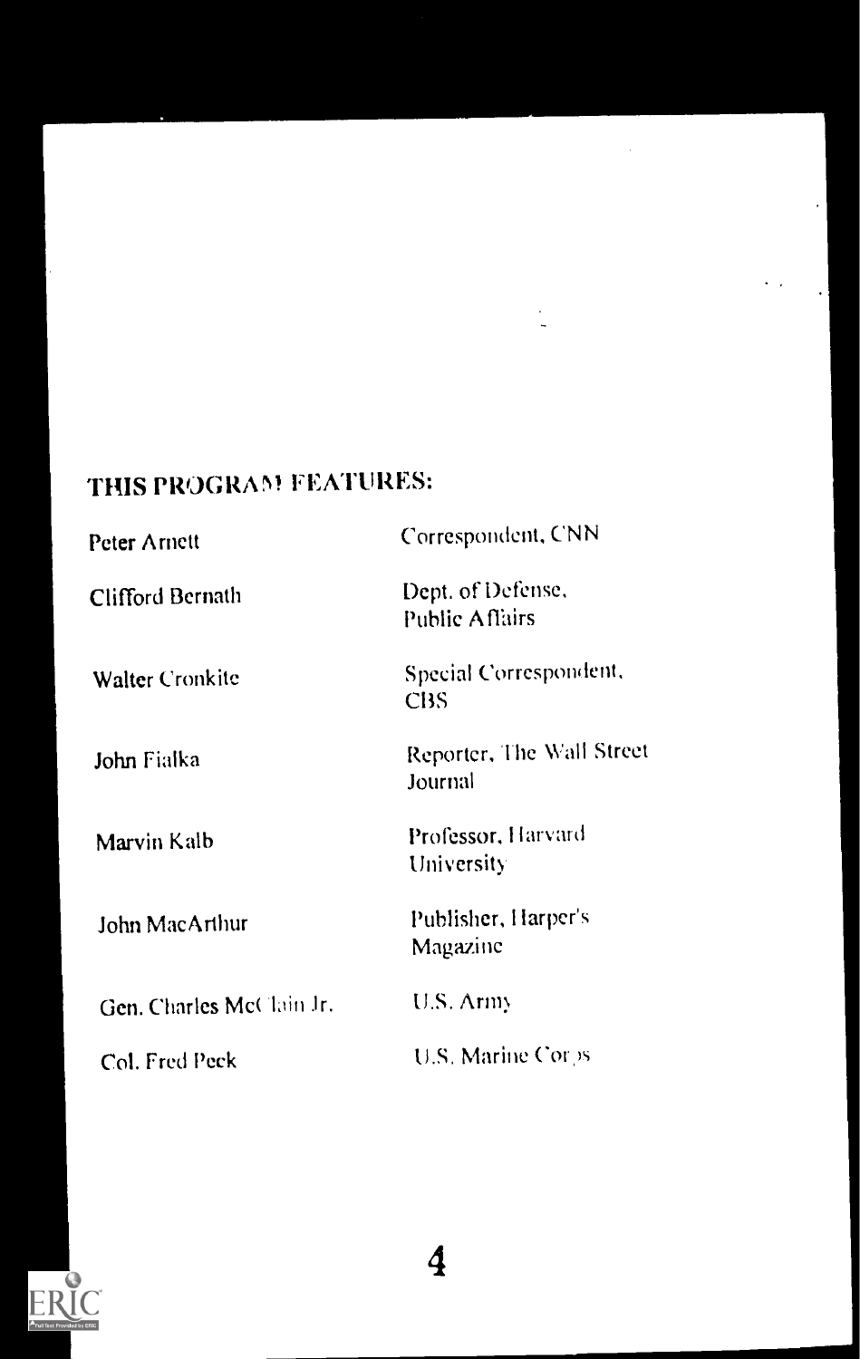## THIS PROGRAM FEATURES:

| | |
|---|---|
| Peter Arnett | Correspondent, CNN |
| Clifford Bernath | Dept. of Defense, Public Affairs |
| Walter Cronkite | Special Correspondent, CBS |
| John Fialka | Reporter, The Wall Street Journal |
| Marvin Kalb | Professor, Harvard University |
| John MacArthur | Publisher, Harper's Magazine |
| Gen. Charles McClain Jr. | U.S. Army |
| Col. Fred Peck | U.S. Marine Corps |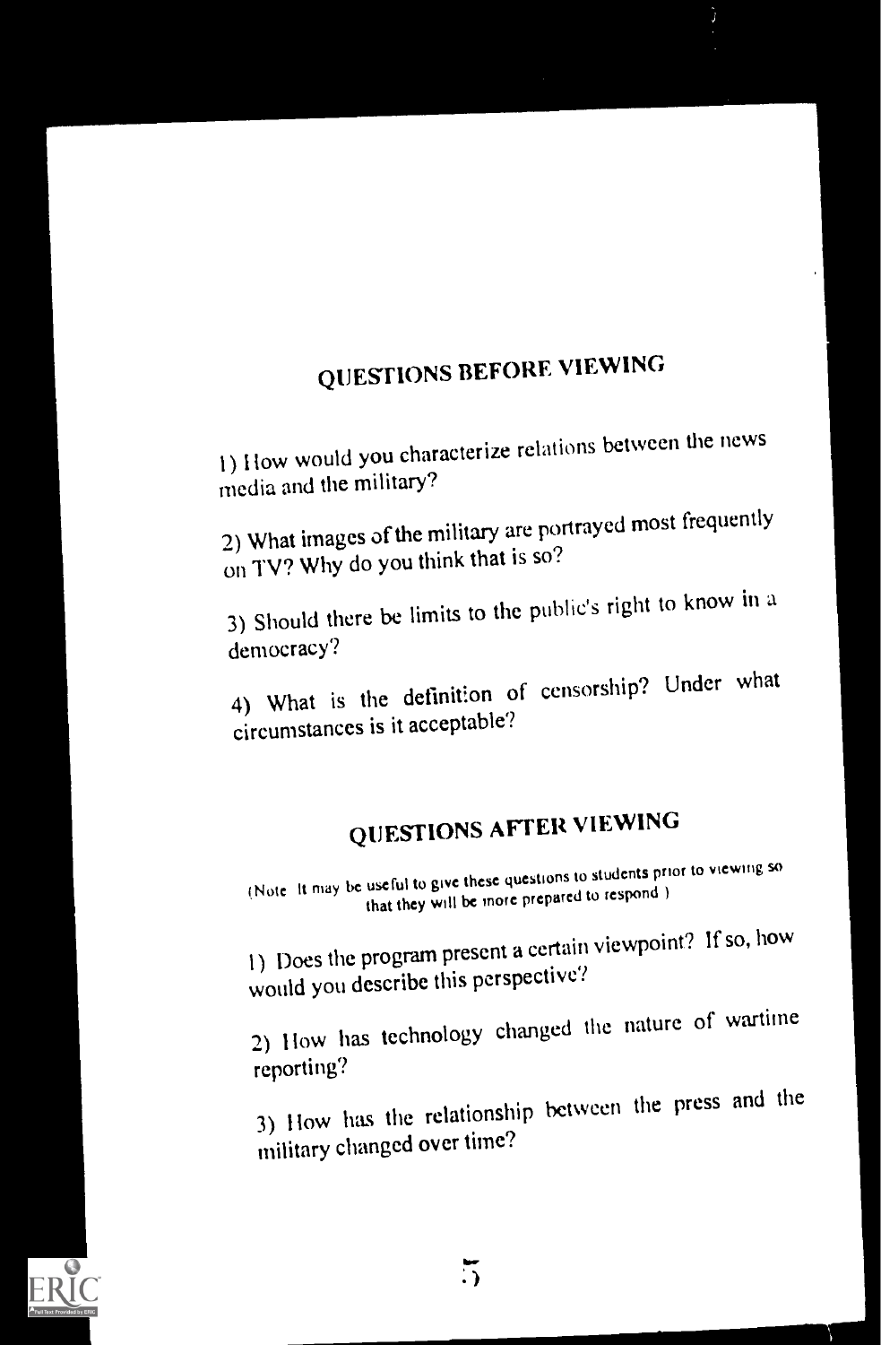## QUESTIONS BEFORE VIEWING

1) How would you characterize relations between the news media and the military?

2) What images of the military are portrayed most frequently on TV? Why do you think that is so?

3) Should there be limits to the public's right to know in a democracy?

4) What is the definition of censorship? Under what circumstances is it acceptable?

## QUESTIONS AFTER VIEWING

(Note It may be useful to give these questions to students prior to viewing so that they will be more prepared to respond )

1) Does the program present a certain viewpoint? If so, how would you describe this perspective?

2) How has technology changed the nature of wartime reporting?

3) How has the relationship between the press and the military changed over time?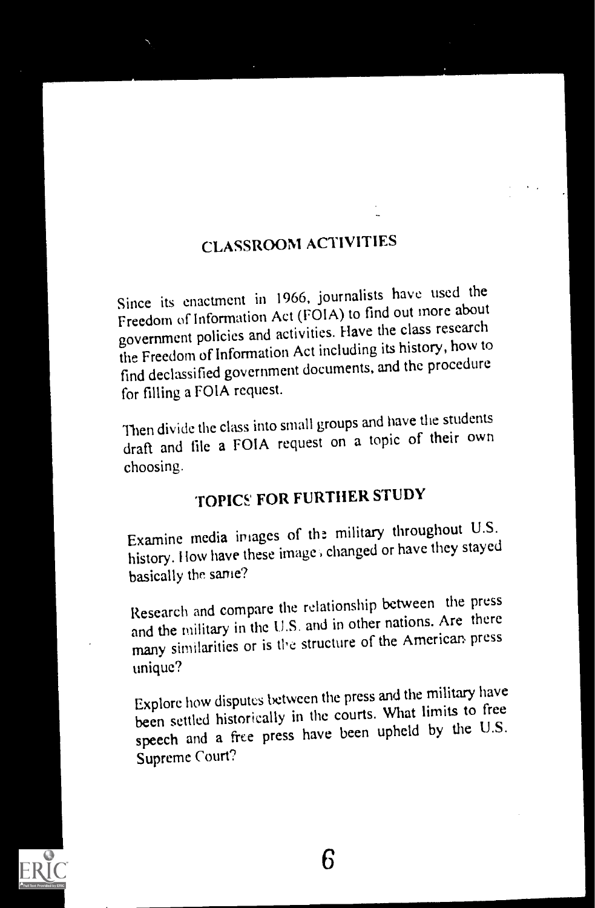## CLASSROOM ACTIVITIES

Since its enactment in 1966, journalists have used the Freedom of Information Act (FOIA) to find out more about government policies and activities. Have the class research the Freedom of Information Act including its history, how to find declassified government documents, and the procedure for filling a FOIA request.

Then divide the class into small groups and have the students draft and file a FOIA request on a topic of their own choosing.

## TOPICS FOR FURTHER STUDY

Examine media images of the military throughout U.S. history. How have these images changed or have they stayed basically the same?

Research and compare the relationship between the press and the military in the U.S. and in other nations. Are there many similarities or is the structure of the American press unique?

Explore how disputes between the press and the military have been settled historically in the courts. What limits to free speech and a free press have been upheld by the U.S. Supreme Court?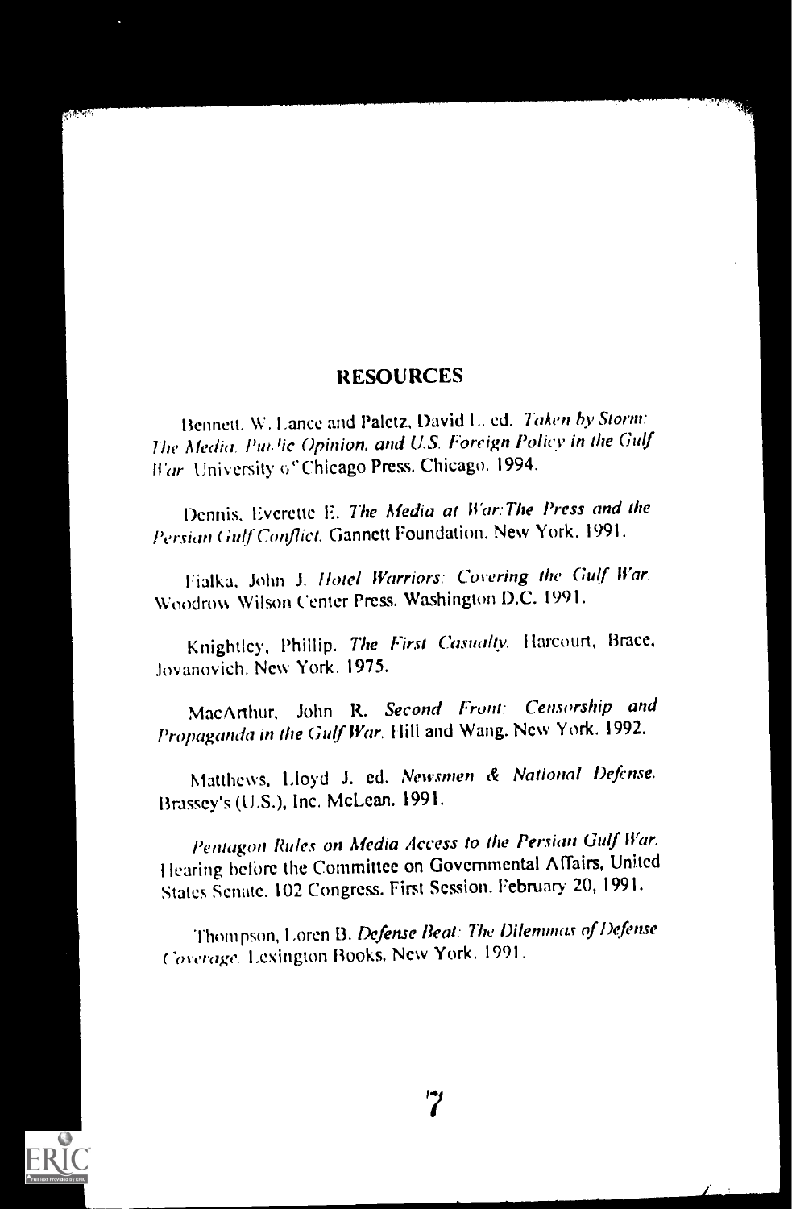## RESOURCES

Bennett, W. Lance and Paletz, David L. ed. *Taken by Storm: The Media, Public Opinion, and U.S. Foreign Policy in the Gulf War.* University of Chicago Press. Chicago. 1994.

Dennis, Everette E. *The Media at War: The Press and the Persian Gulf Conflict.* Gannett Foundation. New York. 1991.

Fialka, John J. *Hotel Warriors: Covering the Gulf War.* Woodrow Wilson Center Press. Washington D.C. 1991.

Knightley, Phillip. *The First Casualty.* Harcourt, Brace, Jovanovich. New York. 1975.

MacArthur, John R. *Second Front: Censorship and Propaganda in the Gulf War.* Hill and Wang. New York. 1992.

Matthews, Lloyd J. ed. *Newsmen & National Defense.* Brassey's (U.S.), Inc. McLean. 1991.

*Pentagon Rules on Media Access to the Persian Gulf War.* Hearing before the Committee on Governmental Affairs, United States Senate. 102 Congress. First Session. February 20, 1991.

Thompson, Loren B. *Defense Beat: The Dilemmas of Defense Coverage.* Lexington Books. New York. 1991.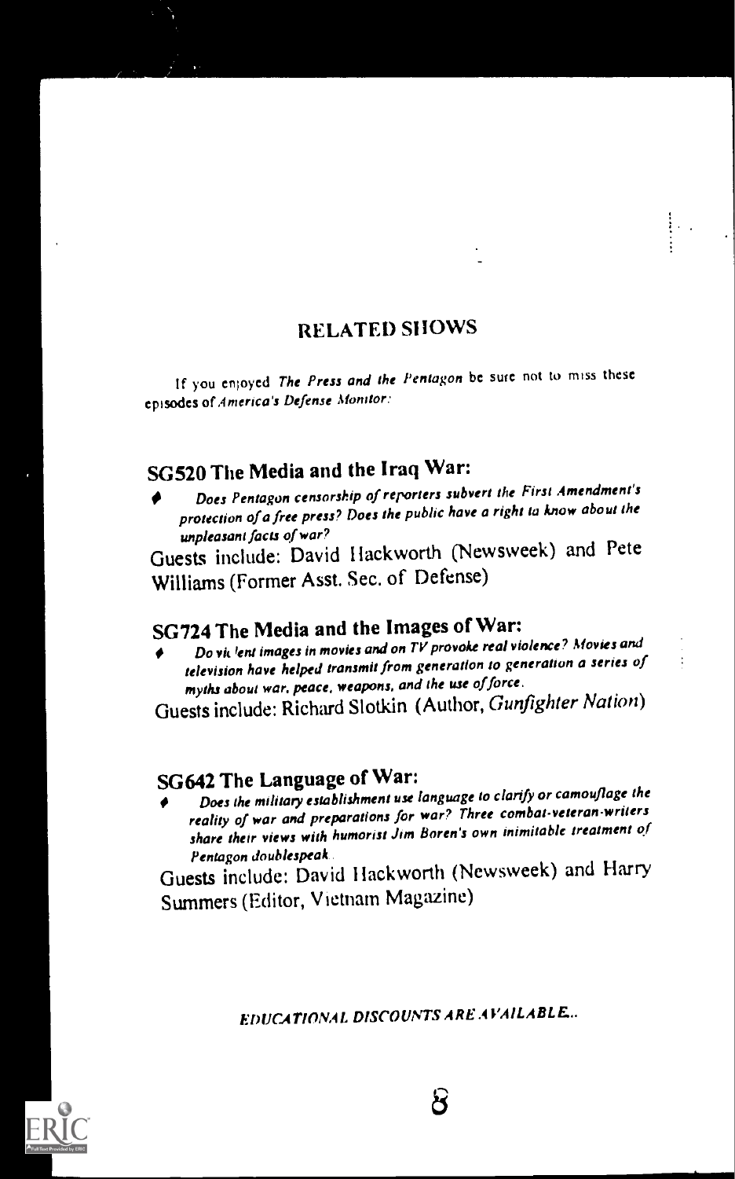## RELATED SHOWS

If you enjoyed *The Press and the Pentagon* be sure not to miss these episodes of *America's Defense Monitor:*

### SG520 The Media and the Iraq War:

- *Does Pentagon censorship of reporters subvert the First Amendment's protection of a free press? Does the public have a right to know about the unpleasant facts of war?*

Guests include: David Hackworth (Newsweek) and Pete Williams (Former Asst. Sec. of Defense)

### SG724 The Media and the Images of War:

- *Do violent images in movies and on TV provoke real violence? Movies and television have helped transmit from generation to generation a series of myths about war, peace, weapons, and the use of force.*

Guests include: Richard Slotkin (Author, *Gunfighter Nation*)

### SG642 The Language of War:

- *Does the military establishment use language to clarify or camouflage the reality of war and preparations for war? Three combat-veteran-writers share their views with humorist Jim Boren's own inimitable treatment of Pentagon doublespeak.*

Guests include: David Hackworth (Newsweek) and Harry Summers (Editor, Vietnam Magazine)

*EDUCATIONAL DISCOUNTS ARE AVAILABLE...*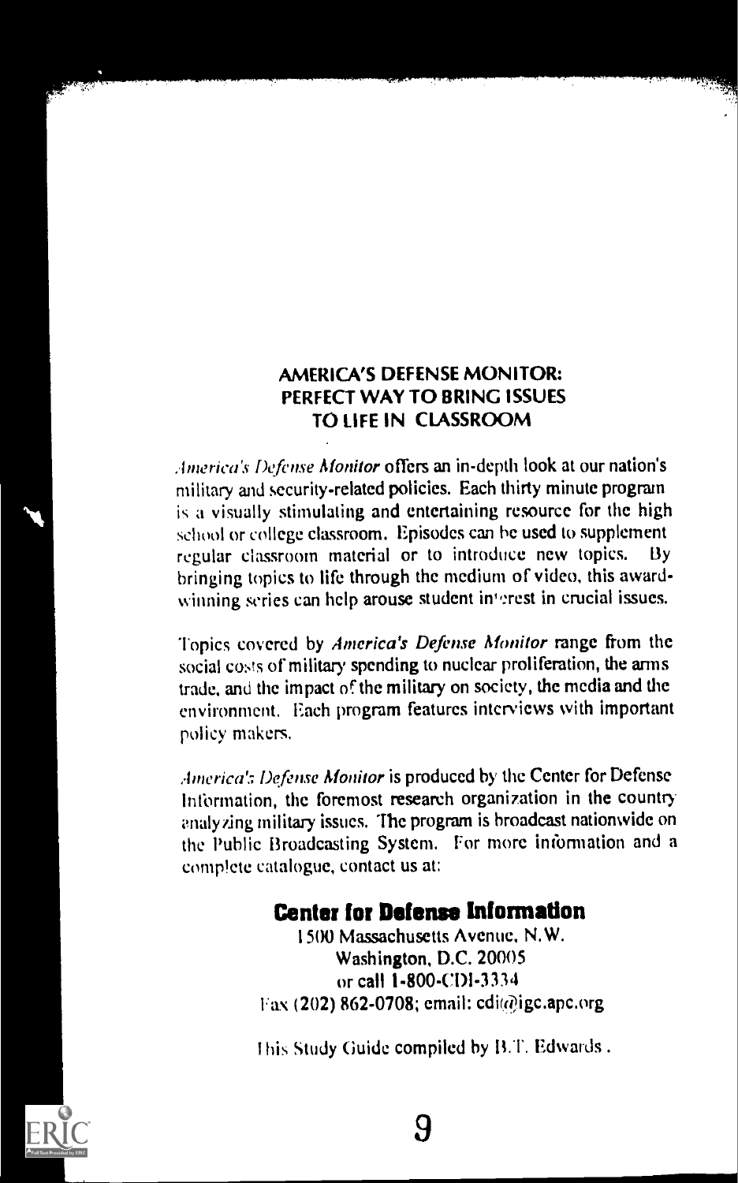## AMERICA'S DEFENSE MONITOR: PERFECT WAY TO BRING ISSUES TO LIFE IN CLASSROOM

*America's Defense Monitor* offers an in-depth look at our nation's military and security-related policies. Each thirty minute program is a visually stimulating and entertaining resource for the high school or college classroom. Episodes can be used to supplement regular classroom material or to introduce new topics. By bringing topics to life through the medium of video, this award-winning series can help arouse student interest in crucial issues.

Topics covered by *America's Defense Monitor* range from the social costs of military spending to nuclear proliferation, the arms trade, and the impact of the military on society, the media and the environment. Each program features interviews with important policy makers.

*America's Defense Monitor* is produced by the Center for Defense Information, the foremost research organization in the country analyzing military issues. The program is broadcast nationwide on the Public Broadcasting System. For more information and a complete catalogue, contact us at:

**Center for Defense Information**

1500 Massachusetts Avenue, N.W.
Washington, D.C. 20005
or call 1-800-CDI-3334
Fax (202) 862-0708; email: cdi@igc.apc.org

This Study Guide compiled by B.T. Edwards.